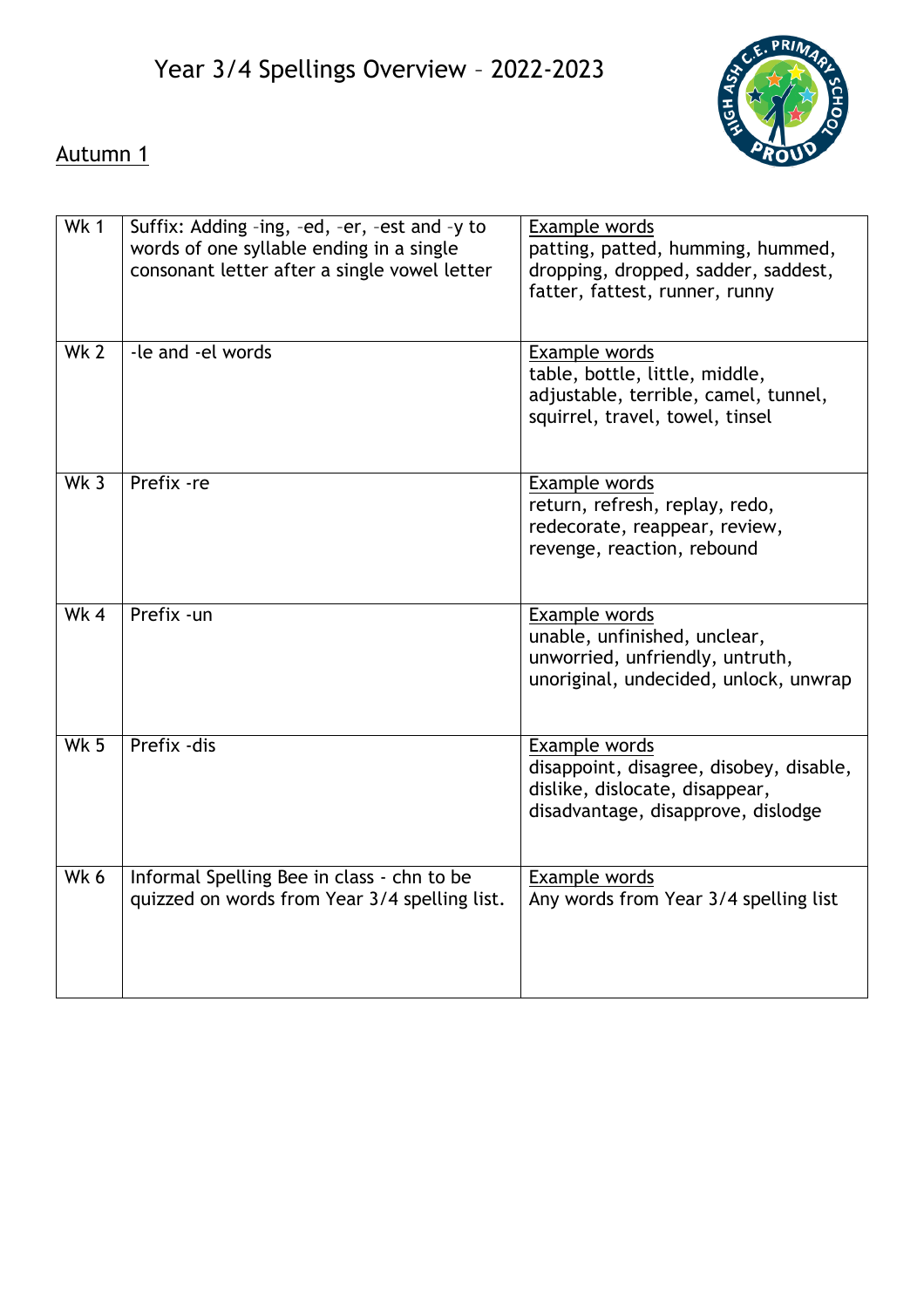# Year 3/4 Spellings Overview – 2022-2023

## Autumn 1

| Wk 1 | Suffix: Adding -ing, -ed, -er, -est and -y to words of one syllable ending in a single consonant letter after a single vowel letter | Example words<br>patting, patted, humming, hummed, dropping, dropped, sadder, saddest, fatter, fattest, runner, runny |
|---|---|---|
| Wk 2 | -le and -el words | Example words<br>table, bottle, little, middle, adjustable, terrible, camel, tunnel, squirrel, travel, towel, tinsel |
| Wk 3 | Prefix -re | Example words<br>return, refresh, replay, redo, redecorate, reappear, review, revenge, reaction, rebound |
| Wk 4 | Prefix -un | Example words<br>unable, unfinished, unclear, unworried, unfriendly, untruth, unoriginal, undecided, unlock, unwrap |
| Wk 5 | Prefix -dis | Example words<br>disappoint, disagree, disobey, disable, dislike, dislocate, disappear, disadvantage, disapprove, dislodge |
| Wk 6 | Informal Spelling Bee in class - chn to be quizzed on words from Year 3/4 spelling list. | Example words<br>Any words from Year 3/4 spelling list |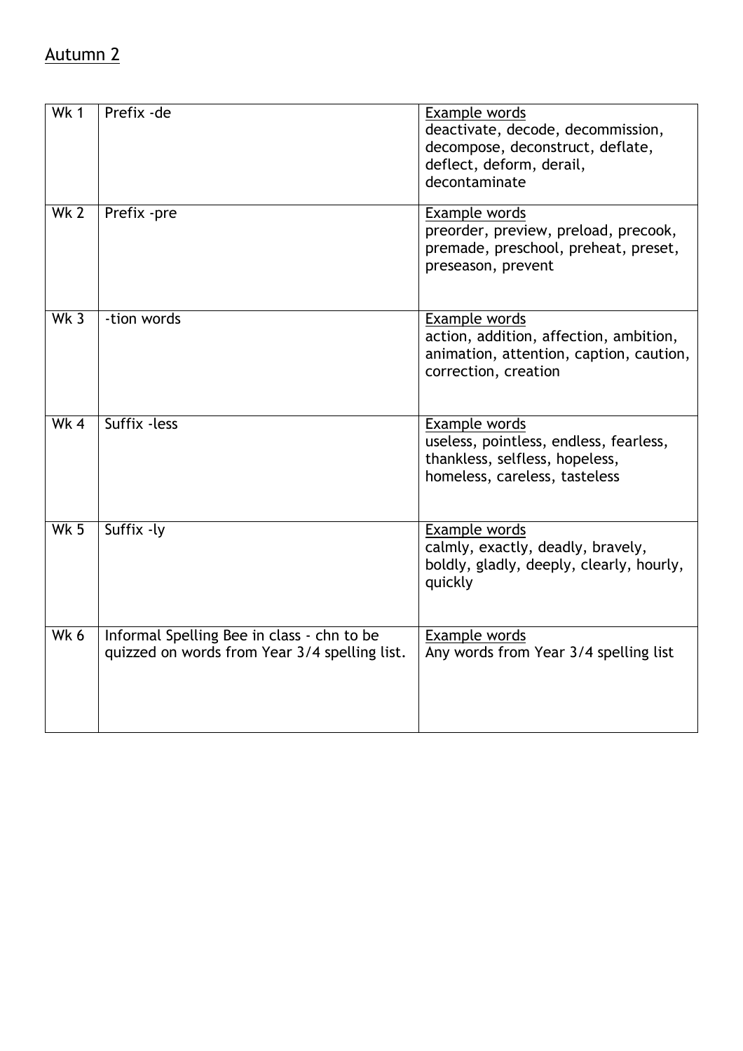Autumn 2

| Wk 1 | Prefix -de | Example words<br>deactivate, decode, decommission, decompose, deconstruct, deflate, deflect, deform, derail, decontaminate |
|---|---|---|
| Wk 2 | Prefix -pre | Example words<br>preorder, preview, preload, precook, premade, preschool, preheat, preset, preseason, prevent |
| Wk 3 | -tion words | Example words<br>action, addition, affection, ambition, animation, attention, caption, caution, correction, creation |
| Wk 4 | Suffix -less | Example words<br>useless, pointless, endless, fearless, thankless, selfless, hopeless, homeless, careless, tasteless |
| Wk 5 | Suffix -ly | Example words<br>calmly, exactly, deadly, bravely, boldly, gladly, deeply, clearly, hourly, quickly |
| Wk 6 | Informal Spelling Bee in class - chn to be quizzed on words from Year 3/4 spelling list. | Example words<br>Any words from Year 3/4 spelling list |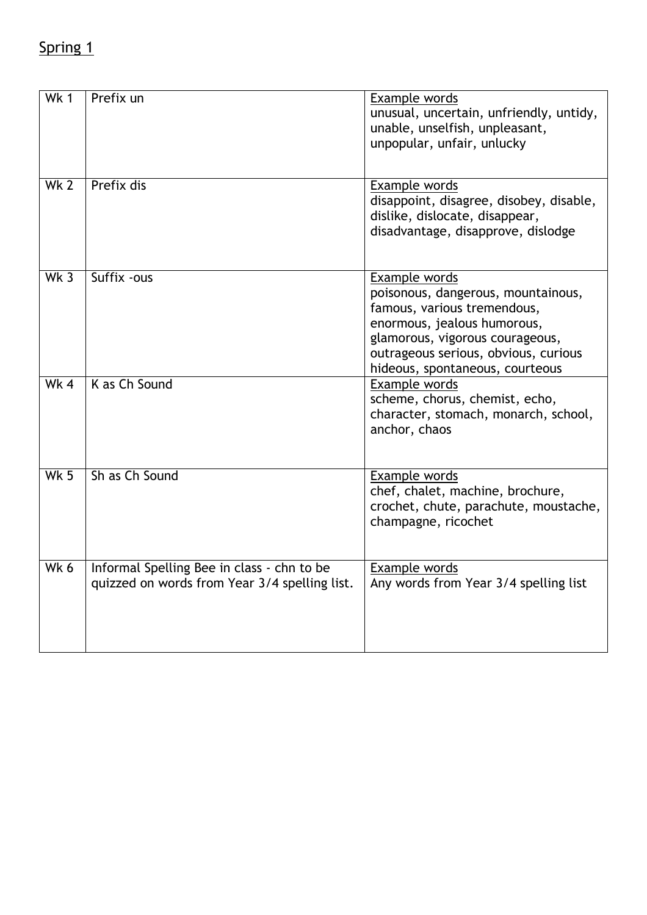Spring 1

| Wk 1 | Prefix un | Example words<br>unusual, uncertain, unfriendly, untidy, unable, unselfish, unpleasant, unpopular, unfair, unlucky |
|---|---|---|
| Wk 2 | Prefix dis | Example words<br>disappoint, disagree, disobey, disable, dislike, dislocate, disappear, disadvantage, disapprove, dislodge |
| Wk 3 | Suffix -ous | Example words<br>poisonous, dangerous, mountainous, famous, various tremendous, enormous, jealous humorous, glamorous, vigorous courageous, outrageous serious, obvious, curious hideous, spontaneous, courteous |
| Wk 4 | K as Ch Sound | Example words<br>scheme, chorus, chemist, echo, character, stomach, monarch, school, anchor, chaos |
| Wk 5 | Sh as Ch Sound | Example words<br>chef, chalet, machine, brochure, crochet, chute, parachute, moustache, champagne, ricochet |
| Wk 6 | Informal Spelling Bee in class - chn to be quizzed on words from Year 3/4 spelling list. | Example words<br>Any words from Year 3/4 spelling list |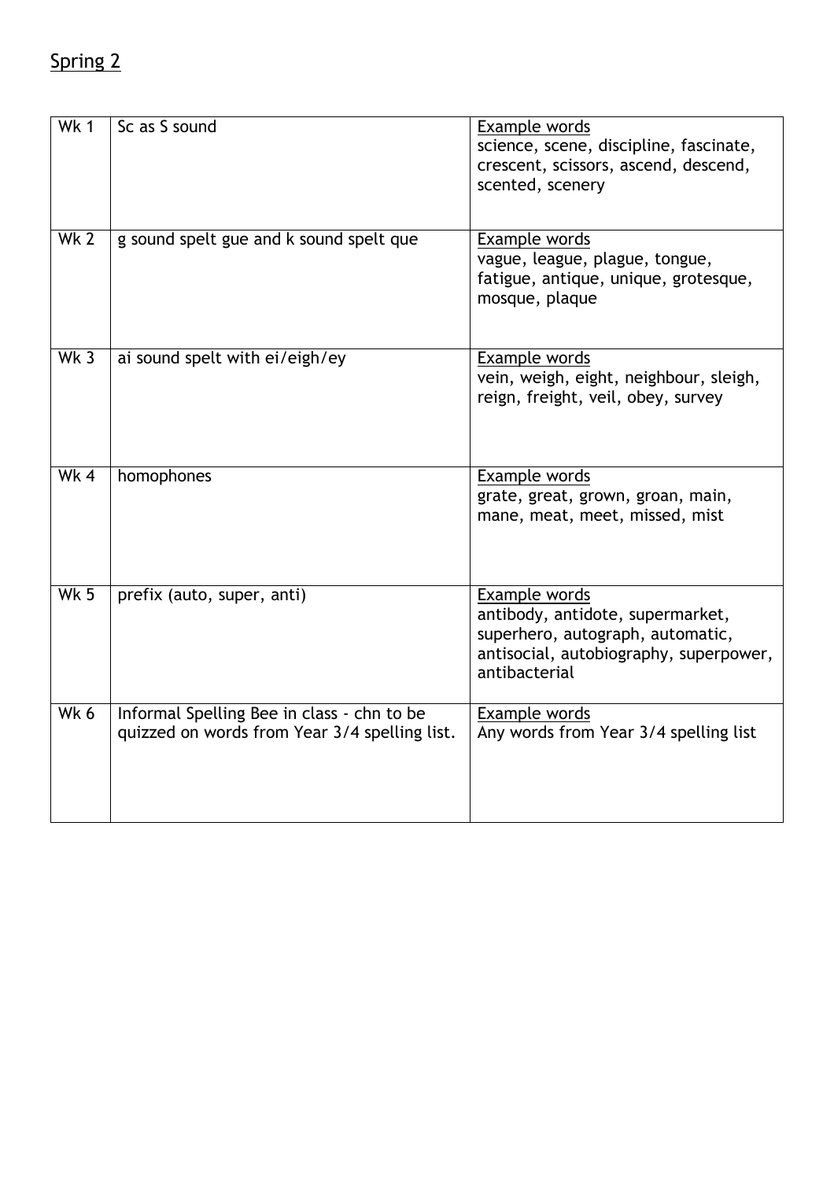Spring 2

| Wk 1 | Sc as S sound | Example words<br>science, scene, discipline, fascinate, crescent, scissors, ascend, descend, scented, scenery |
|---|---|---|
| Wk 2 | g sound spelt gue and k sound spelt que | Example words<br>vague, league, plague, tongue, fatigue, antique, unique, grotesque, mosque, plaque |
| Wk 3 | ai sound spelt with ei/eigh/ey | Example words<br>vein, weigh, eight, neighbour, sleigh, reign, freight, veil, obey, survey |
| Wk 4 | homophones | Example words<br>grate, great, grown, groan, main, mane, meat, meet, missed, mist |
| Wk 5 | prefix (auto, super, anti) | Example words<br>antibody, antidote, supermarket, superhero, autograph, automatic, antisocial, autobiography, superpower, antibacterial |
| Wk 6 | Informal Spelling Bee in class - chn to be quizzed on words from Year 3/4 spelling list. | Example words<br>Any words from Year 3/4 spelling list |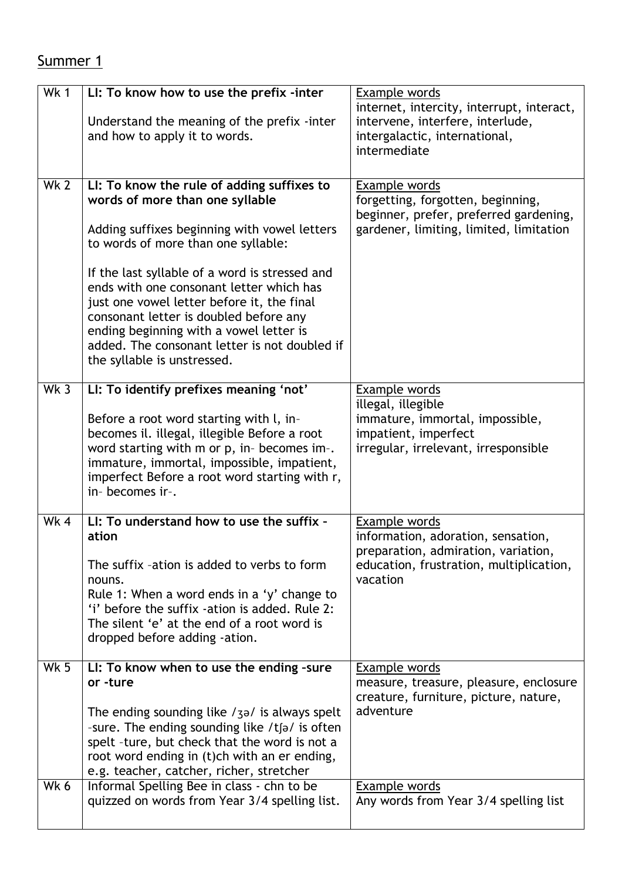Summer 1

| Wk 1 | **LI: To know how to use the prefix -inter**<br><br>Understand the meaning of the prefix -inter and how to apply it to words. | Example words<br>internet, intercity, interrupt, interact, intervene, interfere, interlude, intergalactic, international, intermediate |
|---|---|---|
| Wk 2 | **LI: To know the rule of adding suffixes to words of more than one syllable**<br><br>Adding suffixes beginning with vowel letters to words of more than one syllable:<br><br>If the last syllable of a word is stressed and ends with one consonant letter which has just one vowel letter before it, the final consonant letter is doubled before any ending beginning with a vowel letter is added. The consonant letter is not doubled if the syllable is unstressed. | Example words<br>forgetting, forgotten, beginning, beginner, prefer, preferred gardening, gardener, limiting, limited, limitation |
| Wk 3 | **LI: To identify prefixes meaning 'not'**<br><br>Before a root word starting with l, in– becomes il. illegal, illegible Before a root word starting with m or p, in– becomes im–. immature, immortal, impossible, impatient, imperfect Before a root word starting with r, in– becomes ir–. | Example words<br>illegal, illegible<br>immature, immortal, impossible, impatient, imperfect<br>irregular, irrelevant, irresponsible |
| Wk 4 | **LI: To understand how to use the suffix –ation**<br><br>The suffix –ation is added to verbs to form nouns.<br>Rule 1: When a word ends in a 'y' change to 'i' before the suffix -ation is added. Rule 2: The silent 'e' at the end of a root word is dropped before adding -ation. | Example words<br>information, adoration, sensation, preparation, admiration, variation, education, frustration, multiplication, vacation |
| Wk 5 | **LI: To know when to use the ending -sure or -ture**<br><br>The ending sounding like /ʒə/ is always spelt –sure. The ending sounding like /tʃə/ is often spelt –ture, but check that the word is not a root word ending in (t)ch with an er ending, e.g. teacher, catcher, richer, stretcher | Example words<br>measure, treasure, pleasure, enclosure creature, furniture, picture, nature, adventure |
| Wk 6 | Informal Spelling Bee in class - chn to be quizzed on words from Year 3/4 spelling list. | Example words<br>Any words from Year 3/4 spelling list |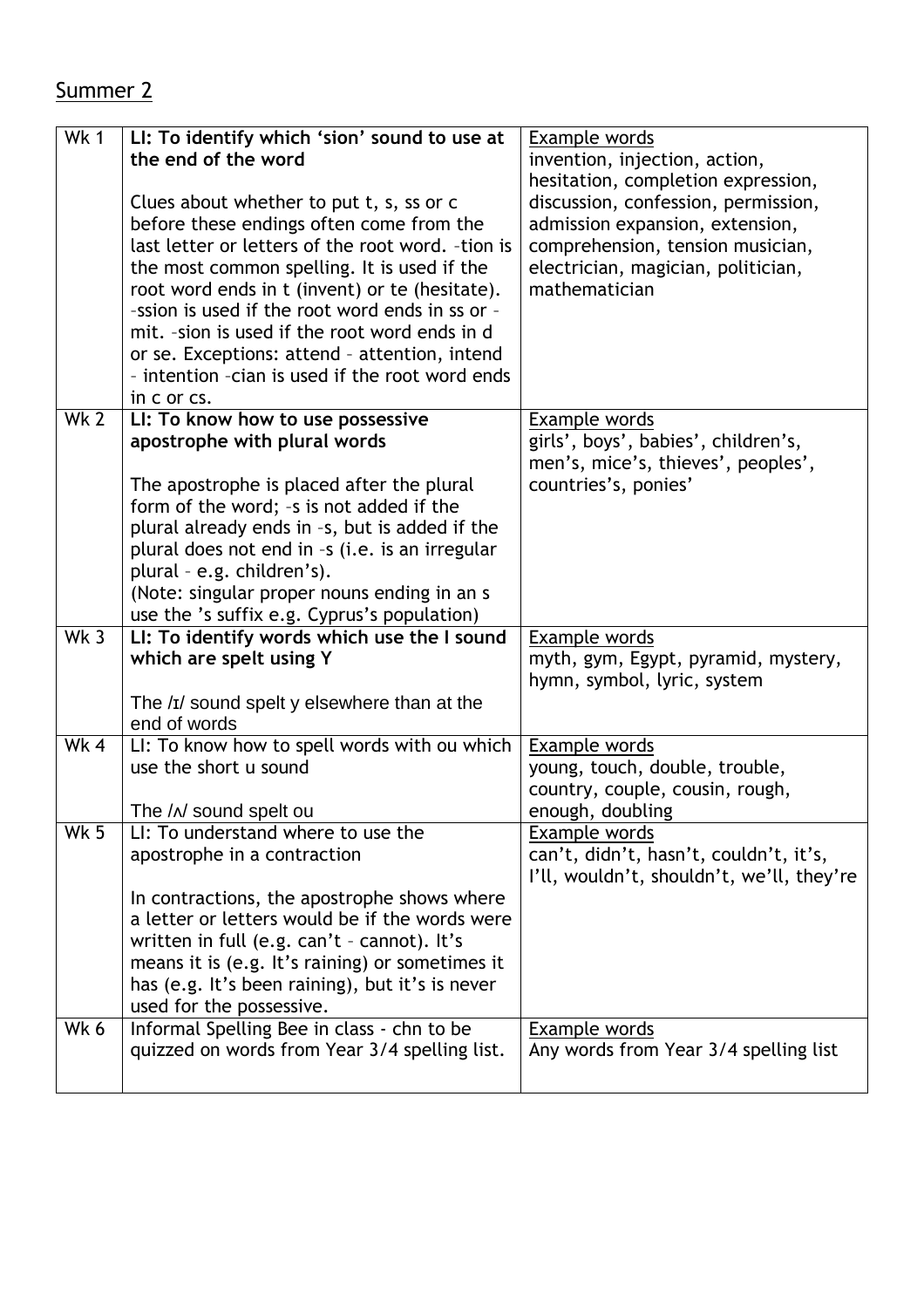## Summer 2

| | | |
|---|---|---|
| Wk 1 | **LI: To identify which 'sion' sound to use at the end of the word**<br><br>Clues about whether to put t, s, ss or c before these endings often come from the last letter or letters of the root word. –tion is the most common spelling. It is used if the root word ends in t (invent) or te (hesitate). –ssion is used if the root word ends in ss or –mit. –sion is used if the root word ends in d or se. Exceptions: attend – attention, intend – intention –cian is used if the root word ends in c or cs. | Example words<br>invention, injection, action, hesitation, completion expression, discussion, confession, permission, admission expansion, extension, comprehension, tension musician, electrician, magician, politician, mathematician |
| Wk 2 | **LI: To know how to use possessive apostrophe with plural words**<br><br>The apostrophe is placed after the plural form of the word; –s is not added if the plural already ends in –s, but is added if the plural does not end in –s (i.e. is an irregular plural – e.g. children's).<br>(Note: singular proper nouns ending in an s use the 's suffix e.g. Cyprus's population) | Example words<br>girls', boys', babies', children's, men's, mice's, thieves', peoples', countries's, ponies' |
| Wk 3 | **LI: To identify words which use the I sound which are spelt using Y**<br><br>The /ɪ/ sound spelt y elsewhere than at the end of words | Example words<br>myth, gym, Egypt, pyramid, mystery, hymn, symbol, lyric, system |
| Wk 4 | LI: To know how to spell words with ou which use the short u sound<br><br>The /ʌ/ sound spelt ou | Example words<br>young, touch, double, trouble, country, couple, cousin, rough, enough, doubling |
| Wk 5 | LI: To understand where to use the apostrophe in a contraction<br><br>In contractions, the apostrophe shows where a letter or letters would be if the words were written in full (e.g. can't – cannot). It's means it is (e.g. It's raining) or sometimes it has (e.g. It's been raining), but it's is never used for the possessive. | Example words<br>can't, didn't, hasn't, couldn't, it's, I'll, wouldn't, shouldn't, we'll, they're |
| Wk 6 | Informal Spelling Bee in class - chn to be quizzed on words from Year 3/4 spelling list. | Example words<br>Any words from Year 3/4 spelling list |